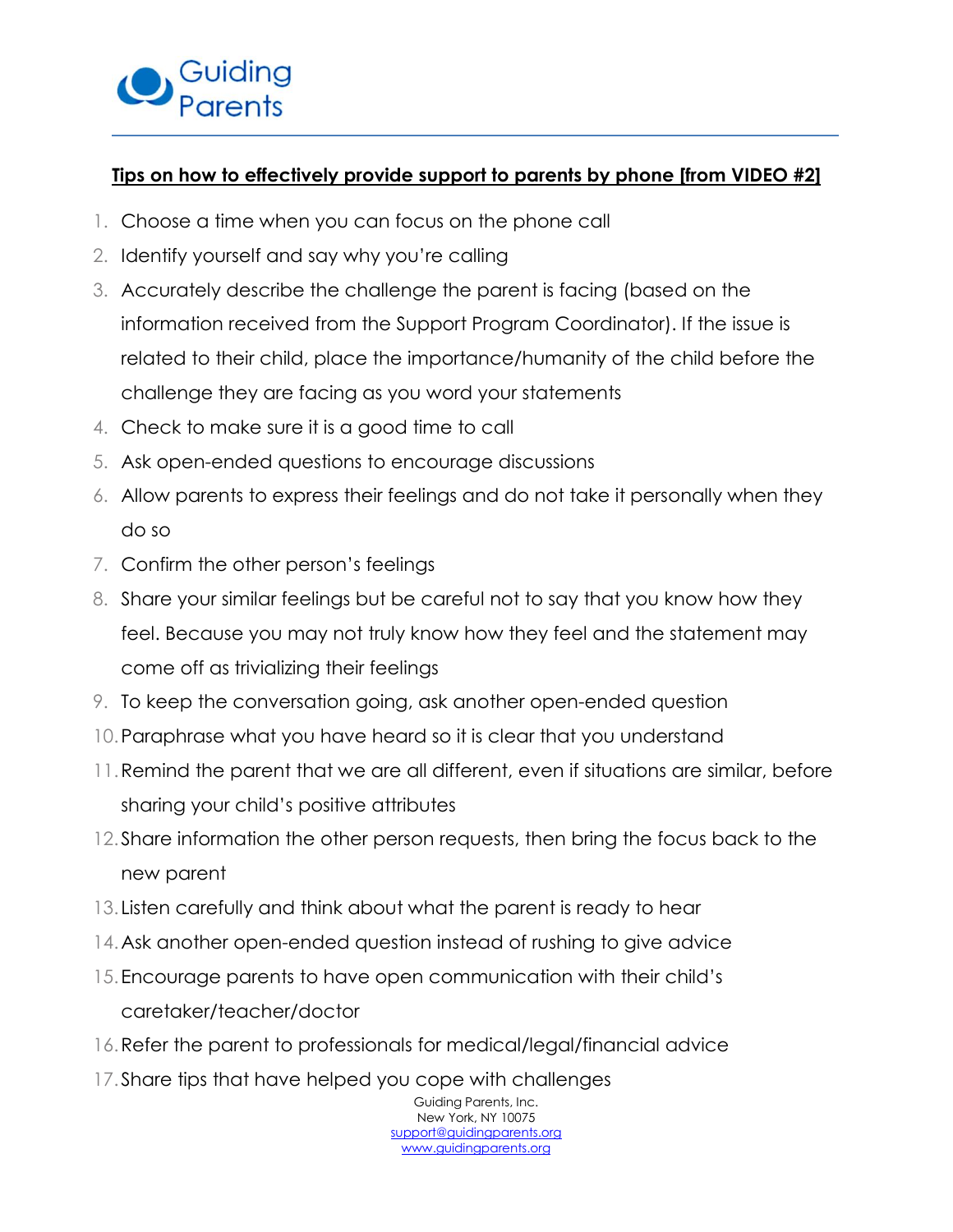Guiding Parents

**Tips on how to effectively provide support to parents by phone [from VIDEO #2]**

1. Choose a time when you can focus on the phone call
2. Identify yourself and say why you're calling
3. Accurately describe the challenge the parent is facing (based on the information received from the Support Program Coordinator). If the issue is related to their child, place the importance/humanity of the child before the challenge they are facing as you word your statements
4. Check to make sure it is a good time to call
5. Ask open-ended questions to encourage discussions
6. Allow parents to express their feelings and do not take it personally when they do so
7. Confirm the other person's feelings
8. Share your similar feelings but be careful not to say that you know how they feel. Because you may not truly know how they feel and the statement may come off as trivializing their feelings
9. To keep the conversation going, ask another open-ended question
10. Paraphrase what you have heard so it is clear that you understand
11. Remind the parent that we are all different, even if situations are similar, before sharing your child's positive attributes
12. Share information the other person requests, then bring the focus back to the new parent
13. Listen carefully and think about what the parent is ready to hear
14. Ask another open-ended question instead of rushing to give advice
15. Encourage parents to have open communication with their child's caretaker/teacher/doctor
16. Refer the parent to professionals for medical/legal/financial advice
17. Share tips that have helped you cope with challenges

Guiding Parents, Inc.
New York, NY 10075
support@guidingparents.org
www.guidingparents.org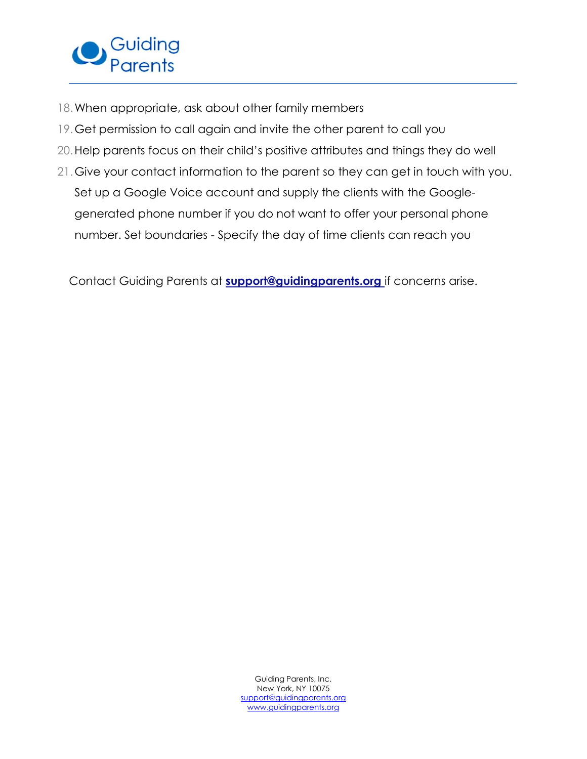18. When appropriate, ask about other family members
19. Get permission to call again and invite the other parent to call you
20. Help parents focus on their child's positive attributes and things they do well
21. Give your contact information to the parent so they can get in touch with you. Set up a Google Voice account and supply the clients with the Google-generated phone number if you do not want to offer your personal phone number. Set boundaries - Specify the day of time clients can reach you

Contact Guiding Parents at **support@guidingparents.org** if concerns arise.

Guiding Parents, Inc.
New York, NY 10075
support@guidingparents.org
www.guidingparents.org